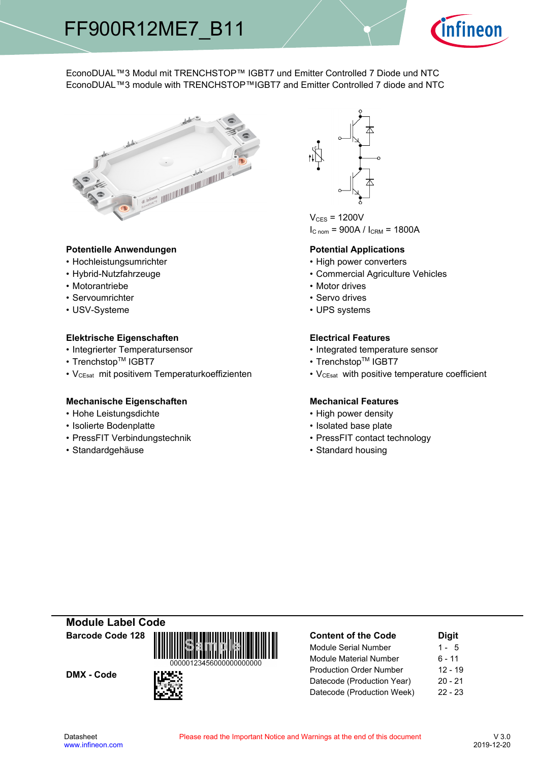# FF900R12ME7_B11

EconoDUAL™3 Modul mit TRENCHSTOP™ IGBT7 und Emitter Controlled 7 Diode und NTC
EconoDUAL™3 module with TRENCHSTOP™IGBT7 and Emitter Controlled 7 diode and NTC

$V_{CES}$ = 1200V
$I_{C\ nom}$ = 900A / $I_{CRM}$ = 1800A

### Potentielle Anwendungen

- Hochleistungsumrichter
- Hybrid-Nutzfahrzeuge
- Motorantriebe
- Servoumrichter
- USV-Systeme

### Potential Applications

- High power converters
- Commercial Agriculture Vehicles
- Motor drives
- Servo drives
- UPS systems

### Elektrische Eigenschaften

- Integrierter Temperatursensor
- Trenchstop™ IGBT7
- $V_{CEsat}$ mit positivem Temperaturkoeffizienten

### Electrical Features

- Integrated temperature sensor
- Trenchstop™ IGBT7
- $V_{CEsat}$ with positive temperature coefficient

### Mechanische Eigenschaften

- Hohe Leistungsdichte
- Isolierte Bodenplatte
- PressFIT Verbindungstechnik
- Standardgehäuse

### Mechanical Features

- High power density
- Isolated base plate
- PressFIT contact technology
- Standard housing

## Module Label Code

**Barcode Code 128**

00000123456000000000000

**DMX - Code**

| Content of the Code | Digit |
|---|---|
| Module Serial Number | 1 - 5 |
| Module Material Number | 6 - 11 |
| Production Order Number | 12 - 19 |
| Datecode (Production Year) | 20 - 21 |
| Datecode (Production Week) | 22 - 23 |

Datasheet
www.infineon.com

Please read the Important Notice and Warnings at the end of this document

V 3.0
2019-12-20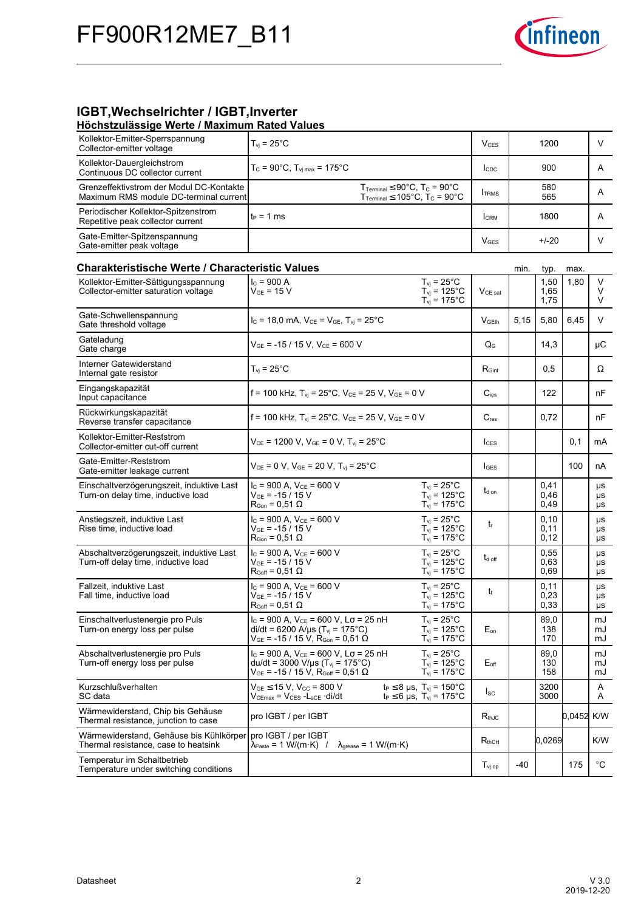## IGBT,Wechselrichter / IGBT,Inverter

### Höchstzulässige Werte / Maximum Rated Values

| Parameter | Conditions | Symbol | Value | Unit |
|---|---|---|---|---|
| Kollektor-Emitter-Sperrspannung<br>Collector-emitter voltage | $T_{vj}$ = 25°C | $V_{CES}$ | 1200 | V |
| Kollektor-Dauergleichstrom<br>Continuous DC collector current | $T_C$ = 90°C, $T_{vj\,max}$ = 175°C | $I_{CDC}$ | 900 | A |
| Grenzeffektivstrom der Modul DC-Kontakte<br>Maximum RMS module DC-terminal current | $T_{Terminal}$ ≤ 90°C, $T_C$ = 90°C<br>$T_{Terminal}$ ≤ 105°C, $T_C$ = 90°C | $I_{TRMS}$ | 580<br>565 | A |
| Periodischer Kollektor-Spitzenstrom<br>Repetitive peak collector current | $t_P$ = 1 ms | $I_{CRM}$ | 1800 | A |
| Gate-Emitter-Spitzenspannung<br>Gate-emitter peak voltage | | $V_{GES}$ | +/-20 | V |

### Charakteristische Werte / Characteristic Values

| Parameter | Conditions | | Symbol | min. | typ. | max. | Unit |
|---|---|---|---|---|---|---|---|
| Kollektor-Emitter-Sättigungsspannung<br>Collector-emitter saturation voltage | $I_C$ = 900 A<br>$V_{GE}$ = 15 V | $T_{vj}$ = 25°C<br>$T_{vj}$ = 125°C<br>$T_{vj}$ = 175°C | $V_{CE\,sat}$ | | 1,50<br>1,65<br>1,75 | 1,80 | V<br>V<br>V |
| Gate-Schwellenspannung<br>Gate threshold voltage | $I_C$ = 18,0 mA, $V_{CE}$ = $V_{GE}$, $T_{vj}$ = 25°C | | $V_{GEth}$ | 5,15 | 5,80 | 6,45 | V |
| Gateladung<br>Gate charge | $V_{GE}$ = -15 / 15 V, $V_{CE}$ = 600 V | | $Q_G$ | | 14,3 | | µC |
| Interner Gatewiderstand<br>Internal gate resistor | $T_{vj}$ = 25°C | | $R_{Gint}$ | | 0,5 | | Ω |
| Eingangskapazität<br>Input capacitance | f = 100 kHz, $T_{vj}$ = 25°C, $V_{CE}$ = 25 V, $V_{GE}$ = 0 V | | $C_{ies}$ | | 122 | | nF |
| Rückwirkungskapazität<br>Reverse transfer capacitance | f = 100 kHz, $T_{vj}$ = 25°C, $V_{CE}$ = 25 V, $V_{GE}$ = 0 V | | $C_{res}$ | | 0,72 | | nF |
| Kollektor-Emitter-Reststrom<br>Collector-emitter cut-off current | $V_{CE}$ = 1200 V, $V_{GE}$ = 0 V, $T_{vj}$ = 25°C | | $I_{CES}$ | | | 0,1 | mA |
| Gate-Emitter-Reststrom<br>Gate-emitter leakage current | $V_{CE}$ = 0 V, $V_{GE}$ = 20 V, $T_{vj}$ = 25°C | | $I_{GES}$ | | | 100 | nA |
| Einschaltverzögerungszeit, induktive Last<br>Turn-on delay time, inductive load | $I_C$ = 900 A, $V_{CE}$ = 600 V<br>$V_{GE}$ = -15 / 15 V<br>$R_{Gon}$ = 0,51 Ω | $T_{vj}$ = 25°C<br>$T_{vj}$ = 125°C<br>$T_{vj}$ = 175°C | $t_{d\,on}$ | | 0,41<br>0,46<br>0,49 | | µs<br>µs<br>µs |
| Anstiegszeit, induktive Last<br>Rise time, inductive load | $I_C$ = 900 A, $V_{CE}$ = 600 V<br>$V_{GE}$ = -15 / 15 V<br>$R_{Gon}$ = 0,51 Ω | $T_{vj}$ = 25°C<br>$T_{vj}$ = 125°C<br>$T_{vj}$ = 175°C | $t_r$ | | 0,10<br>0,11<br>0,12 | | µs<br>µs<br>µs |
| Abschaltverzögerungszeit, induktive Last<br>Turn-off delay time, inductive load | $I_C$ = 900 A, $V_{CE}$ = 600 V<br>$V_{GE}$ = -15 / 15 V<br>$R_{Goff}$ = 0,51 Ω | $T_{vj}$ = 25°C<br>$T_{vj}$ = 125°C<br>$T_{vj}$ = 175°C | $t_{d\,off}$ | | 0,55<br>0,63<br>0,69 | | µs<br>µs<br>µs |
| Fallzeit, induktive Last<br>Fall time, inductive load | $I_C$ = 900 A, $V_{CE}$ = 600 V<br>$V_{GE}$ = -15 / 15 V<br>$R_{Goff}$ = 0,51 Ω | $T_{vj}$ = 25°C<br>$T_{vj}$ = 125°C<br>$T_{vj}$ = 175°C | $t_f$ | | 0,11<br>0,23<br>0,33 | | µs<br>µs<br>µs |
| Einschaltverlustenergie pro Puls<br>Turn-on energy loss per pulse | $I_C$ = 900 A, $V_{CE}$ = 600 V, Lσ = 25 nH<br>di/dt = 6200 A/µs ($T_{vj}$ = 175°C)<br>$V_{GE}$ = -15 / 15 V, $R_{Gon}$ = 0,51 Ω | $T_{vj}$ = 25°C<br>$T_{vj}$ = 125°C<br>$T_{vj}$ = 175°C | $E_{on}$ | | 89,0<br>138<br>170 | | mJ<br>mJ<br>mJ |
| Abschaltverlustenergie pro Puls<br>Turn-off energy loss per pulse | $I_C$ = 900 A, $V_{CE}$ = 600 V, Lσ = 25 nH<br>du/dt = 3000 V/µs ($T_{vj}$ = 175°C)<br>$V_{GE}$ = -15 / 15 V, $R_{Goff}$ = 0,51 Ω | $T_{vj}$ = 25°C<br>$T_{vj}$ = 125°C<br>$T_{vj}$ = 175°C | $E_{off}$ | | 89,0<br>130<br>158 | | mJ<br>mJ<br>mJ |
| Kurzschlußverhalten<br>SC data | $V_{GE}$ ≤ 15 V, $V_{CC}$ = 800 V<br>$V_{CEmax}$ = $V_{CES}$ - $L_{sCE}$ ·di/dt | $t_P$ ≤ 8 µs, $T_{vj}$ = 150°C<br>$t_P$ ≤ 6 µs, $T_{vj}$ = 175°C | $I_{SC}$ | | 3200<br>3000 | | A<br>A |
| Wärmewiderstand, Chip bis Gehäuse<br>Thermal resistance, junction to case | pro IGBT / per IGBT | | $R_{thJC}$ | | | 0,0452 | K/W |
| Wärmewiderstand, Gehäuse bis Kühlkörper<br>Thermal resistance, case to heatsink | pro IGBT / per IGBT<br>$\lambda_{Paste}$ = 1 W/(m·K) / $\lambda_{grease}$ = 1 W/(m·K) | | $R_{thCH}$ | | 0,0269 | | K/W |
| Temperatur im Schaltbetrieb<br>Temperature under switching conditions | | | $T_{vj\,op}$ | -40 | | 175 | °C |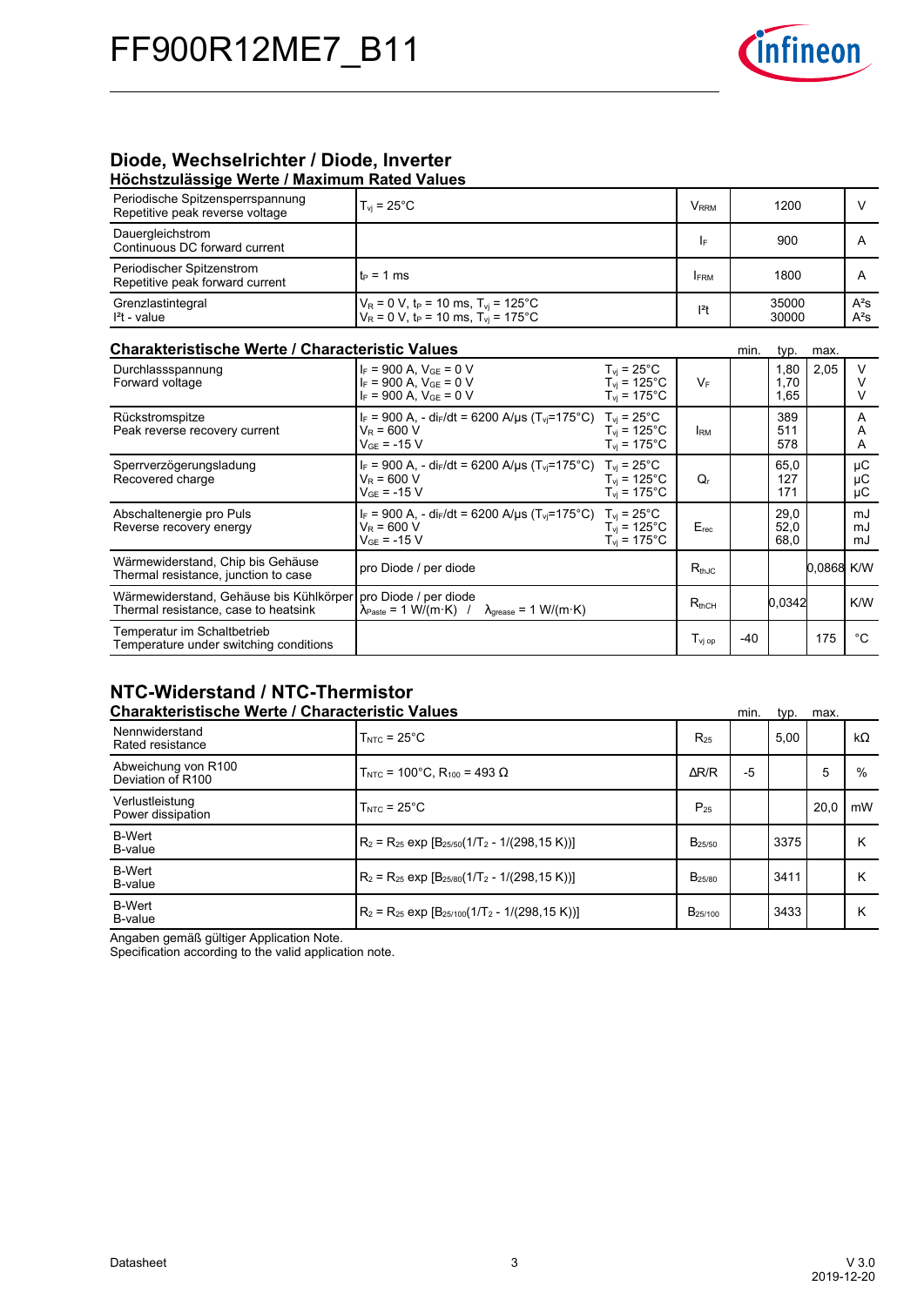## Diode, Wechselrichter / Diode, Inverter

### Höchstzulässige Werte / Maximum Rated Values

| | | | | |
|---|---|---|---|---|
| Periodische Spitzensperrspannung<br>Repetitive peak reverse voltage | $T_{vj}$ = 25°C | $V_{RRM}$ | 1200 | V |
| Dauergleichstrom<br>Continuous DC forward current | | $I_F$ | 900 | A |
| Periodischer Spitzenstrom<br>Repetitive peak forward current | $t_P$ = 1 ms | $I_{FRM}$ | 1800 | A |
| Grenzlastintegral<br>$I^2t$ - value | $V_R$ = 0 V, $t_P$ = 10 ms, $T_{vj}$ = 125°C<br>$V_R$ = 0 V, $t_P$ = 10 ms, $T_{vj}$ = 175°C | $I^2t$ | 35000<br>30000 | $A^2s$<br>$A^2s$ |

### Charakteristische Werte / Characteristic Values

| | | | | min. | typ. | max. | |
|---|---|---|---|---|---|---|---|
| Durchlassspannung<br>Forward voltage | $I_F$ = 900 A, $V_{GE}$ = 0 V<br>$I_F$ = 900 A, $V_{GE}$ = 0 V<br>$I_F$ = 900 A, $V_{GE}$ = 0 V | $T_{vj}$ = 25°C<br>$T_{vj}$ = 125°C<br>$T_{vj}$ = 175°C | $V_F$ | | 1,80<br>1,70<br>1,65 | 2,05 | V<br>V<br>V |
| Rückstromspitze<br>Peak reverse recovery current | $I_F$ = 900 A, - $di_F/dt$ = 6200 A/µs ($T_{vj}$=175°C)<br>$V_R$ = 600 V<br>$V_{GE}$ = -15 V | $T_{vj}$ = 25°C<br>$T_{vj}$ = 125°C<br>$T_{vj}$ = 175°C | $I_{RM}$ | | 389<br>511<br>578 | | A<br>A<br>A |
| Sperrverzögerungsladung<br>Recovered charge | $I_F$ = 900 A, - $di_F/dt$ = 6200 A/µs ($T_{vj}$=175°C)<br>$V_R$ = 600 V<br>$V_{GE}$ = -15 V | $T_{vj}$ = 25°C<br>$T_{vj}$ = 125°C<br>$T_{vj}$ = 175°C | $Q_r$ | | 65,0<br>127<br>171 | | µC<br>µC<br>µC |
| Abschaltenergie pro Puls<br>Reverse recovery energy | $I_F$ = 900 A, - $di_F/dt$ = 6200 A/µs ($T_{vj}$=175°C)<br>$V_R$ = 600 V<br>$V_{GE}$ = -15 V | $T_{vj}$ = 25°C<br>$T_{vj}$ = 125°C<br>$T_{vj}$ = 175°C | $E_{rec}$ | | 29,0<br>52,0<br>68,0 | | mJ<br>mJ<br>mJ |
| Wärmewiderstand, Chip bis Gehäuse<br>Thermal resistance, junction to case | pro Diode / per diode | | $R_{thJC}$ | | | 0,0868 | K/W |
| Wärmewiderstand, Gehäuse bis Kühlkörper<br>Thermal resistance, case to heatsink | pro Diode / per diode<br>$\lambda_{Paste}$ = 1 W/(m·K) / $\lambda_{grease}$ = 1 W/(m·K) | | $R_{thCH}$ | | 0,0342 | | K/W |
| Temperatur im Schaltbetrieb<br>Temperature under switching conditions | | | $T_{vj\ op}$ | -40 | | 175 | °C |

## NTC-Widerstand / NTC-Thermistor

### Charakteristische Werte / Characteristic Values

| | | | min. | typ. | max. | |
|---|---|---|---|---|---|---|
| Nennwiderstand<br>Rated resistance | $T_{NTC}$ = 25°C | $R_{25}$ | | 5,00 | | kΩ |
| Abweichung von R100<br>Deviation of R100 | $T_{NTC}$ = 100°C, $R_{100}$ = 493 Ω | $\Delta R/R$ | -5 | | 5 | % |
| Verlustleistung<br>Power dissipation | $T_{NTC}$ = 25°C | $P_{25}$ | | | 20,0 | mW |
| B-Wert<br>B-value | $R_2 = R_{25}\ \exp\ [B_{25/50}(1/T_2 - 1/(298,15\ K))]$ | $B_{25/50}$ | | 3375 | | K |
| B-Wert<br>B-value | $R_2 = R_{25}\ \exp\ [B_{25/80}(1/T_2 - 1/(298,15\ K))]$ | $B_{25/80}$ | | 3411 | | K |
| B-Wert<br>B-value | $R_2 = R_{25}\ \exp\ [B_{25/100}(1/T_2 - 1/(298,15\ K))]$ | $B_{25/100}$ | | 3433 | | K |

Angaben gemäß gültiger Application Note.
Specification according to the valid application note.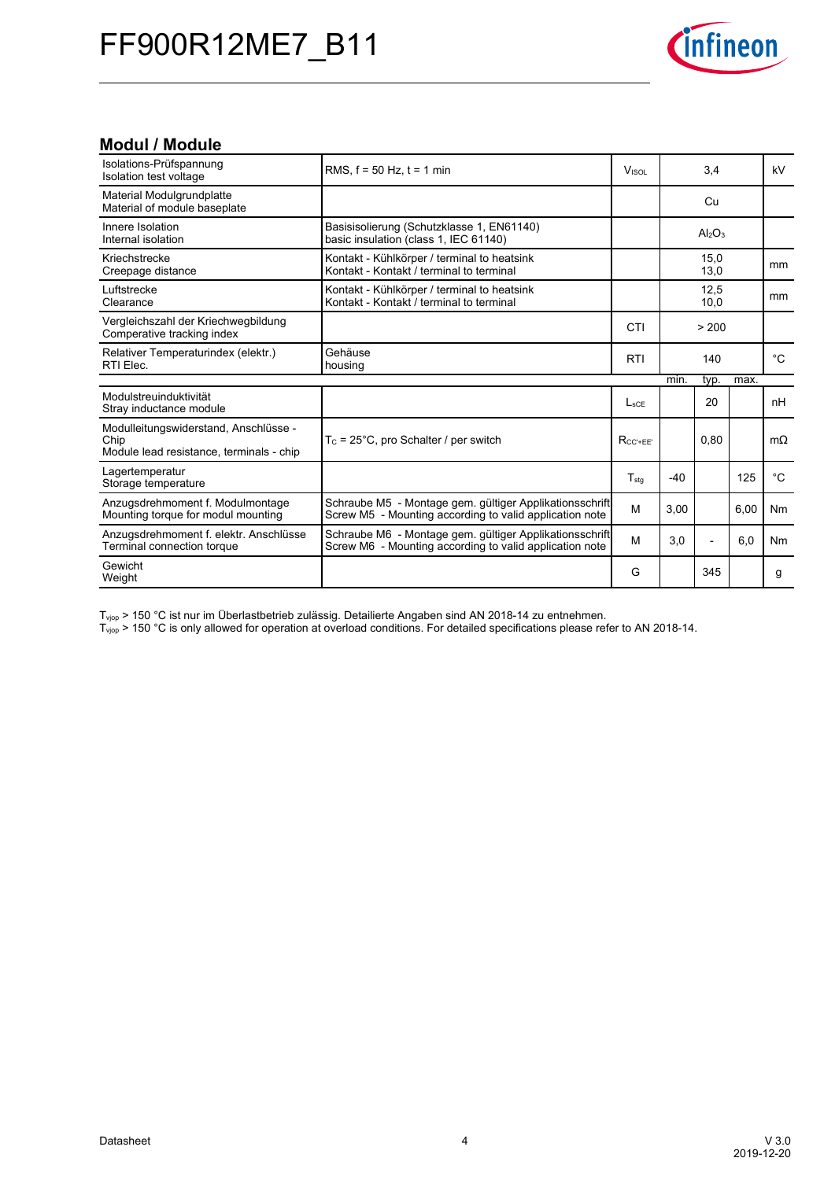## Modul / Module

| | | | | | | |
|---|---|---|---|---|---|---|
| Isolations-Prüfspannung<br>Isolation test voltage | RMS, f = 50 Hz, t = 1 min | $V_{ISOL}$ | | 3,4 | | kV |
| Material Modulgrundplatte<br>Material of module baseplate | | | | Cu | | |
| Innere Isolation<br>Internal isolation | Basisisolierung (Schutzklasse 1, EN61140)<br>basic insulation (class 1, IEC 61140) | | | $Al_2O_3$ | | |
| Kriechstrecke<br>Creepage distance | Kontakt - Kühlkörper / terminal to heatsink<br>Kontakt - Kontakt / terminal to terminal | | | 15,0<br>13,0 | | mm |
| Luftstrecke<br>Clearance | Kontakt - Kühlkörper / terminal to heatsink<br>Kontakt - Kontakt / terminal to terminal | | | 12,5<br>10,0 | | mm |
| Vergleichszahl der Kriechwegbildung<br>Comperative tracking index | | CTI | | > 200 | | |
| Relativer Temperaturindex (elektr.)<br>RTI Elec. | Gehäuse<br>housing | RTI | | 140 | | °C |
| | | | min. | typ. | max. | |
| Modulstreuinduktivität<br>Stray inductance module | | $L_{sCE}$ | | 20 | | nH |
| Modulleitungswiderstand, Anschlüsse - Chip<br>Module lead resistance, terminals - chip | $T_C$ = 25°C, pro Schalter / per switch | $R_{CC'+EE'}$ | | 0,80 | | mΩ |
| Lagertemperatur<br>Storage temperature | | $T_{stg}$ | -40 | | 125 | °C |
| Anzugsdrehmoment f. Modulmontage<br>Mounting torque for modul mounting | Schraube M5 - Montage gem. gültiger Applikationsschrift<br>Screw M5 - Mounting according to valid application note | M | 3,00 | | 6,00 | Nm |
| Anzugsdrehmoment f. elektr. Anschlüsse<br>Terminal connection torque | Schraube M6 - Montage gem. gültiger Applikationsschrift<br>Screw M6 - Mounting according to valid application note | M | 3,0 | - | 6,0 | Nm |
| Gewicht<br>Weight | | G | | 345 | | g |

$T_{vjop}$ > 150 °C ist nur im Überlastbetrieb zulässig. Detailierte Angaben sind AN 2018-14 zu entnehmen.
$T_{vjop}$ > 150 °C is only allowed for operation at overload conditions. For detailed specifications please refer to AN 2018-14.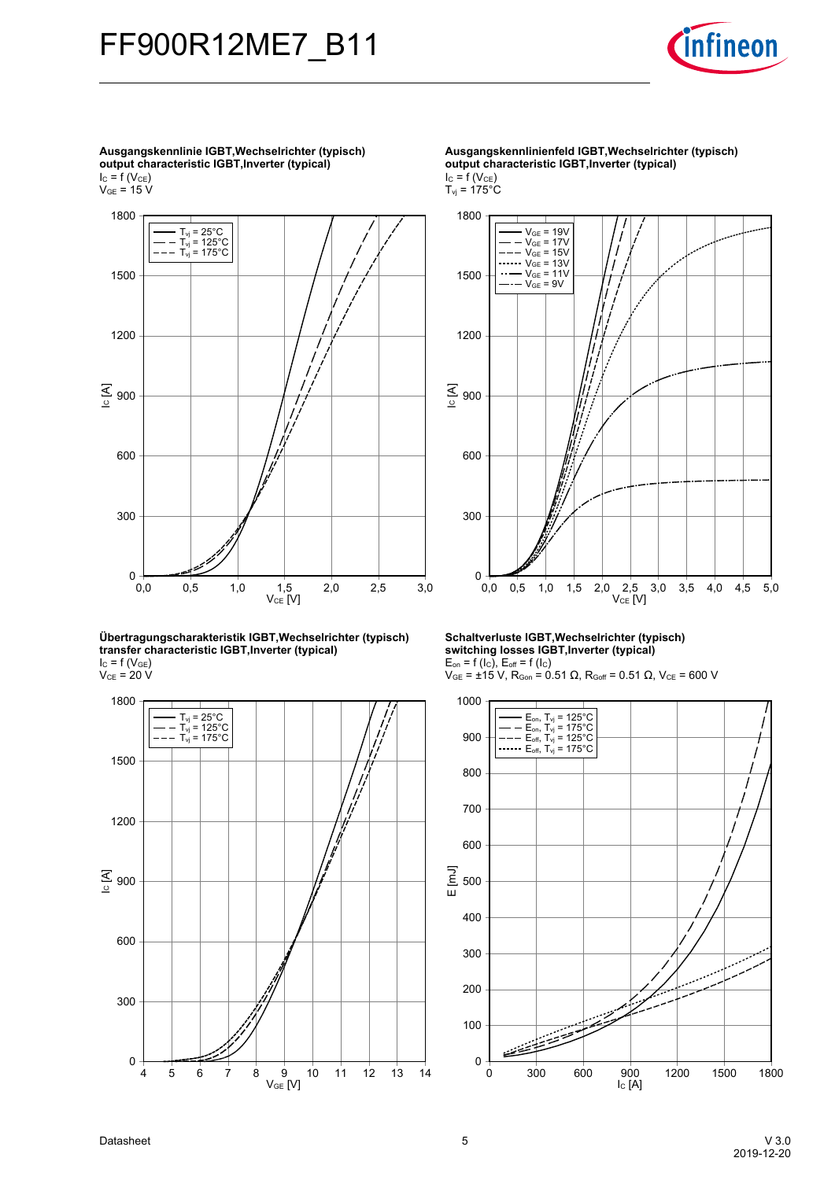**Ausgangskennlinie IGBT,Wechselrichter (typisch)**
**output characteristic IGBT,Inverter (typical)**
$I_C = f(V_{CE})$
$V_{GE} = 15\ V$

**Ausgangskennlinienfeld IGBT,Wechselrichter (typisch)**
**output characteristic IGBT,Inverter (typical)**
$I_C = f(V_{CE})$
$T_{vj} = 175°C$

**Übertragungscharakteristik IGBT,Wechselrichter (typisch)**
**transfer characteristic IGBT,Inverter (typical)**
$I_C = f(V_{GE})$
$V_{CE} = 20\ V$

**Schaltverluste IGBT,Wechselrichter (typisch)**
**switching losses IGBT,Inverter (typical)**
$E_{on} = f(I_C)$, $E_{off} = f(I_C)$
$V_{GE} = \pm 15\ V$, $R_{Gon} = 0.51\ \Omega$, $R_{Goff} = 0.51\ \Omega$, $V_{CE} = 600\ V$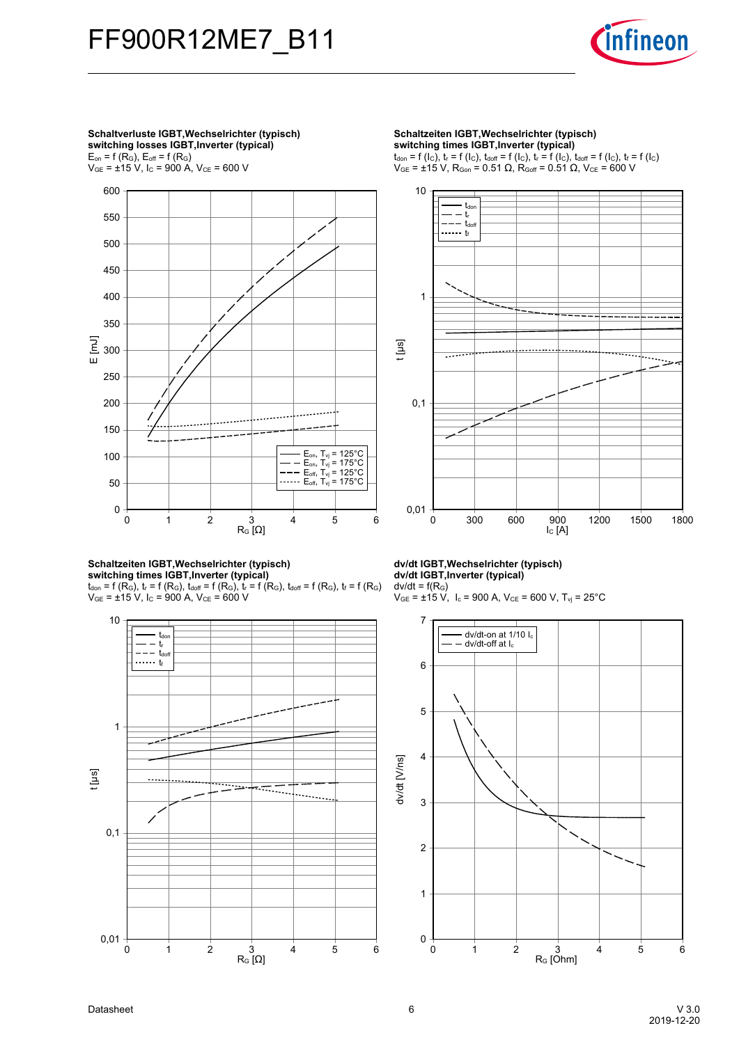**Schaltverluste IGBT,Wechselrichter (typisch)**
**switching losses IGBT,Inverter (typical)**
$E_{on} = f(R_G)$, $E_{off} = f(R_G)$
$V_{GE} = \pm15$ V, $I_C = 900$ A, $V_{CE} = 600$ V

**Schaltzeiten IGBT,Wechselrichter (typisch)**
**switching times IGBT,Inverter (typical)**
$t_{don} = f(I_C)$, $t_r = f(I_C)$, $t_{doff} = f(I_C)$, $t_f = f(I_C)$
$V_{GE} = \pm15$ V, $R_{Gon} = 0.51\ \Omega$, $R_{Goff} = 0.51\ \Omega$, $V_{CE} = 600$ V

**Schaltzeiten IGBT,Wechselrichter (typisch)**
**switching times IGBT,Inverter (typical)**
$t_{don} = f(R_G)$, $t_r = f(R_G)$, $t_{doff} = f(R_G)$, $t_f = f(R_G)$
$V_{GE} = \pm15$ V, $I_C = 900$ A, $V_{CE} = 600$ V

**dv/dt IGBT,Wechselrichter (typisch)**
**dv/dt IGBT,Inverter (typical)**
$dv/dt = f(R_G)$
$V_{GE} = \pm15$ V, $I_c = 900$ A, $V_{CE} = 600$ V, $T_{vj} = 25°C$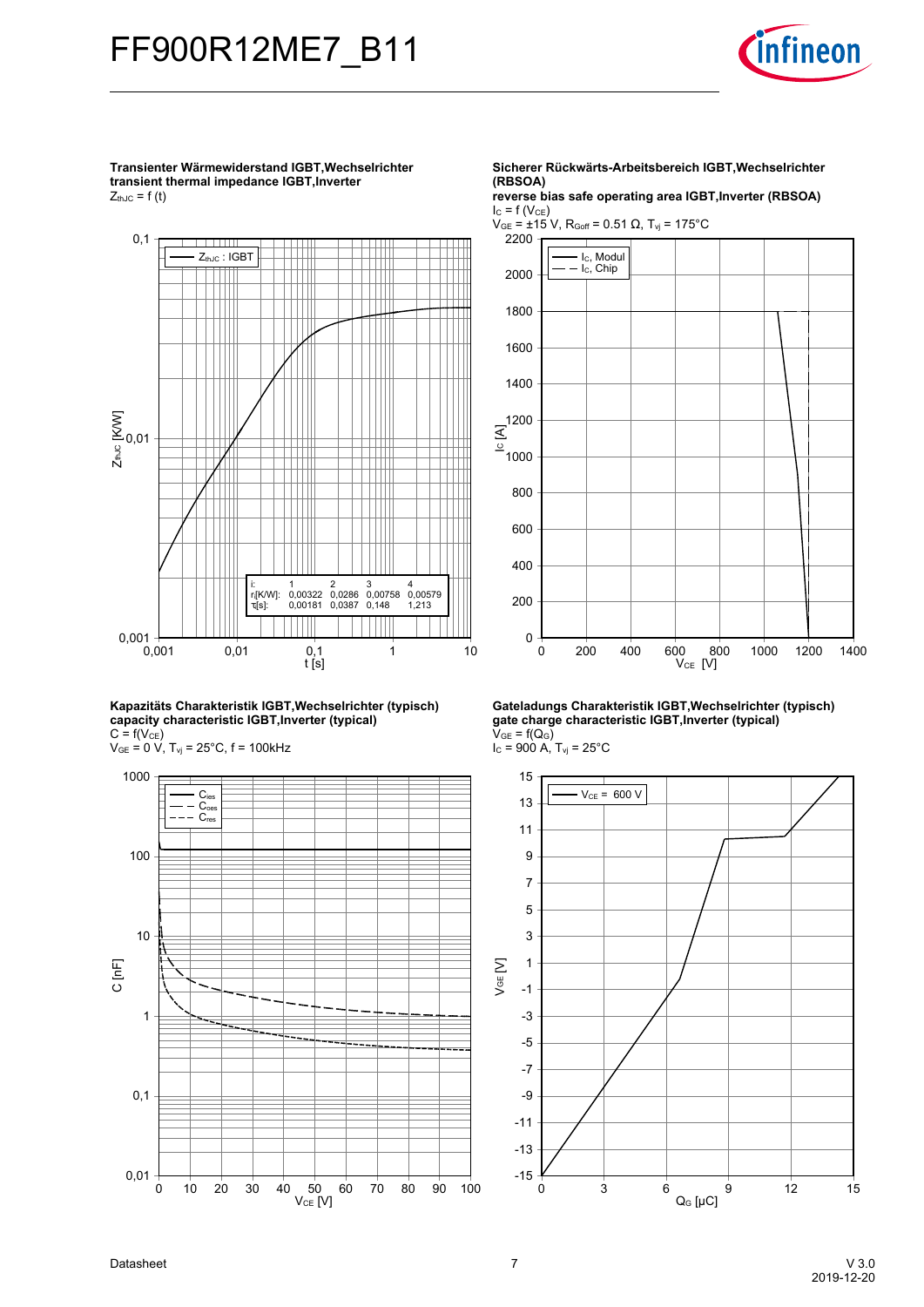**Transienter Wärmewiderstand IGBT,Wechselrichter**
**transient thermal impedance IGBT,Inverter**
$Z_{thJC} = f(t)$

| i: | 1 | 2 | 3 | 4 |
|---|---|---|---|---|
| $r_i$[K/W]: | 0,00322 | 0,0286 | 0,00758 | 0,00579 |
| $\tau_i$[s]: | 0,00181 | 0,0387 | 0,148 | 1,213 |

**Sicherer Rückwärts-Arbeitsbereich IGBT,Wechselrichter (RBSOA)**
**reverse bias safe operating area IGBT,Inverter (RBSOA)**
$I_C = f(V_{CE})$
$V_{GE} = \pm 15$ V, $R_{Goff} = 0.51\ \Omega$, $T_{vj} = 175°C$

**Kapazitäts Charakteristik IGBT,Wechselrichter (typisch)**
**capacity characteristic IGBT,Inverter (typical)**
$C = f(V_{CE})$
$V_{GE} = 0$ V, $T_{vj} = 25°C$, f = 100kHz

**Gateladungs Charakteristik IGBT,Wechselrichter (typisch)**
**gate charge characteristic IGBT,Inverter (typical)**
$V_{GE} = f(Q_G)$
$I_C = 900$ A, $T_{vj} = 25°C$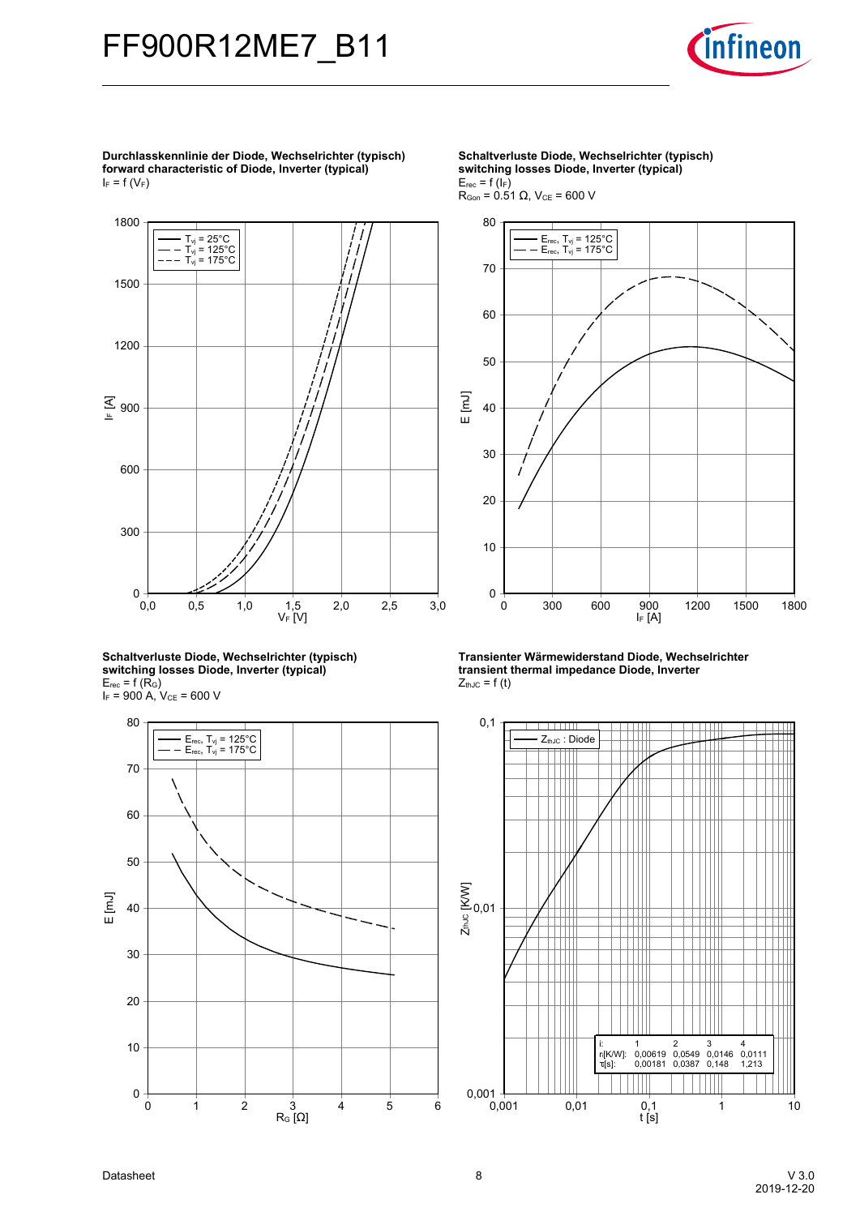**Durchlasskennlinie der Diode, Wechselrichter (typisch)**
**forward characteristic of Diode, Inverter (typical)**
$I_F = f(V_F)$

**Schaltverluste Diode, Wechselrichter (typisch)**
**switching losses Diode, Inverter (typical)**
$E_{rec} = f(I_F)$
$R_{Gon} = 0.51\ \Omega$, $V_{CE} = 600\ V$

**Schaltverluste Diode, Wechselrichter (typisch)**
**switching losses Diode, Inverter (typical)**
$E_{rec} = f(R_G)$
$I_F = 900\ A$, $V_{CE} = 600\ V$

**Transienter Wärmewiderstand Diode, Wechselrichter**
**transient thermal impedance Diode, Inverter**
$Z_{thJC} = f(t)$

| i: | 1 | 2 | 3 | 4 |
|---|---|---|---|---|
| $r_i$[K/W]: | 0,00619 | 0,0549 | 0,0146 | 0,0111 |
| $\tau_i$[s]: | 0,00181 | 0,0387 | 0,148 | 1,213 |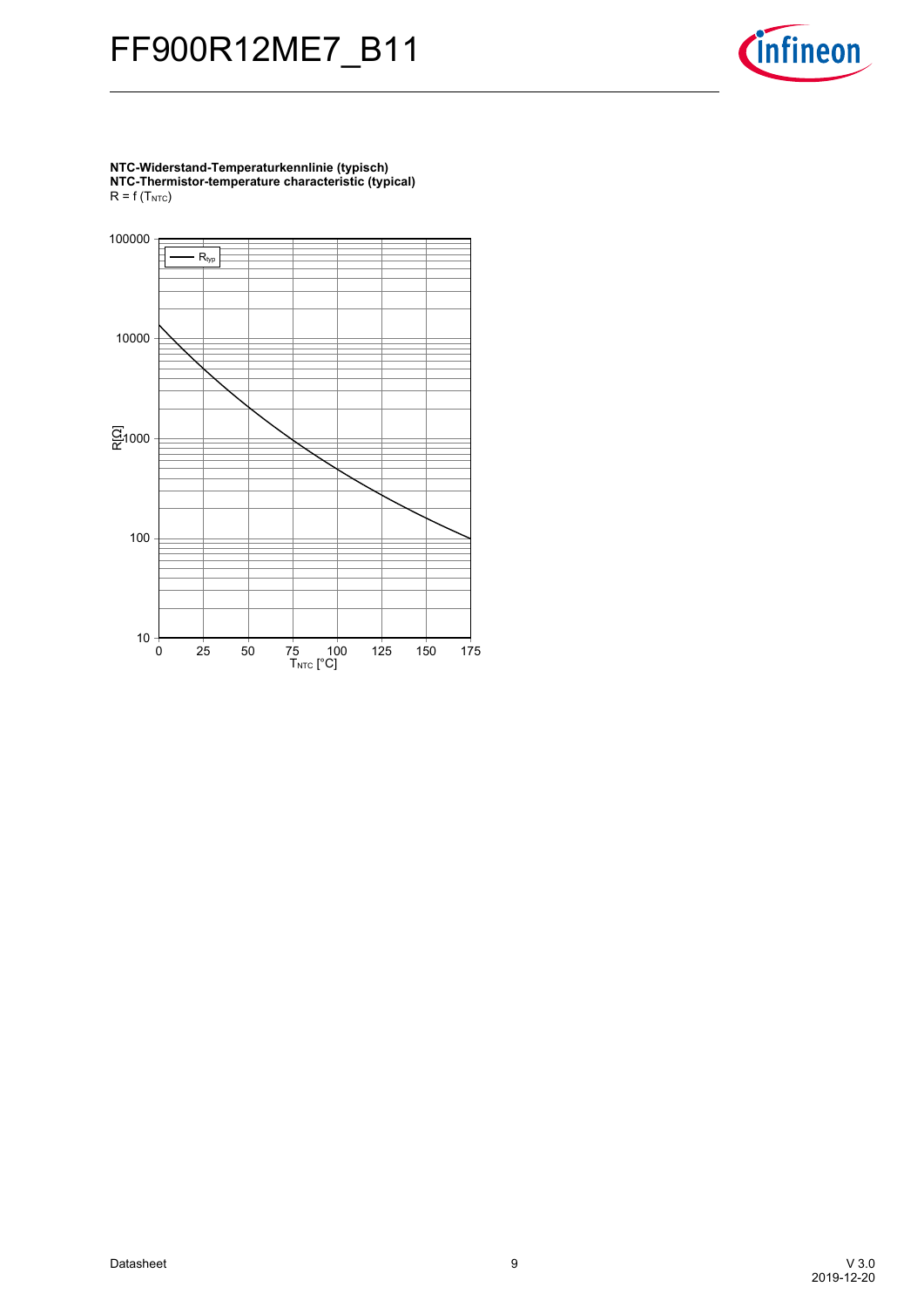**NTC-Widerstand-Temperaturkennlinie (typisch)**
**NTC-Thermistor-temperature characteristic (typical)**
$R = f(T_{NTC})$

R[Ω] vs. $T_{NTC}$ [°C]

Legend: $R_{typ}$

Y-axis: 10, 100, 1000, 10000, 100000

X-axis: 0, 25, 50, 75, 100, 125, 150, 175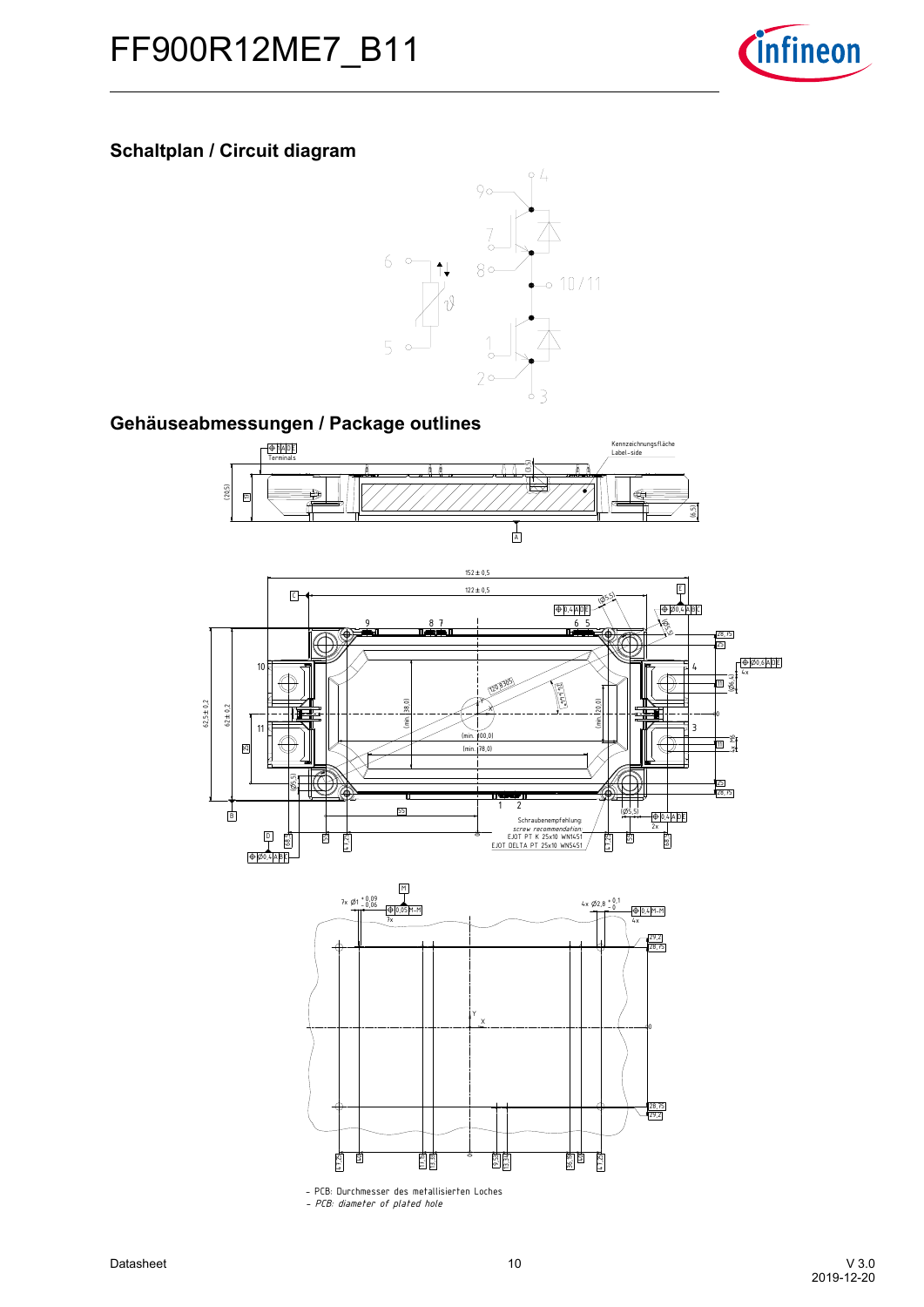## Schaltplan / Circuit diagram

## Gehäuseabmessungen / Package outlines

- PCB: Durchmesser des metallisierten Loches
- *PCB: diameter of plated hole*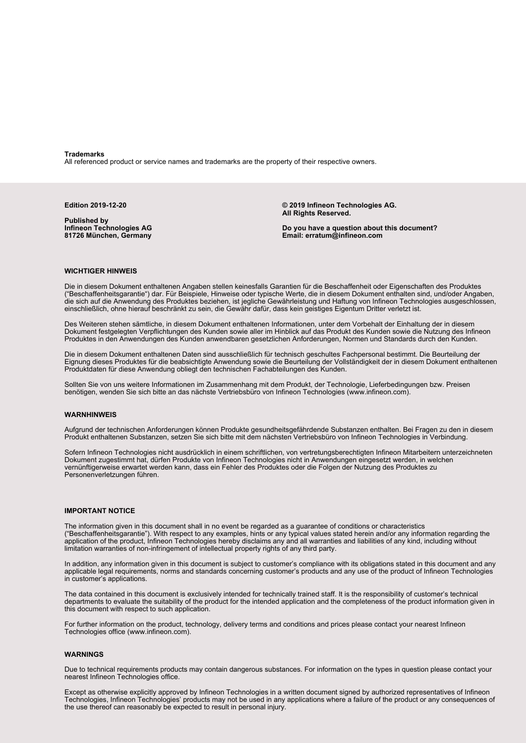**Trademarks**
All referenced product or service names and trademarks are the property of their respective owners.

**Edition 2019-12-20**

**Published by**
**Infineon Technologies AG**
**81726 München, Germany**

**© 2019 Infineon Technologies AG.**
**All Rights Reserved.**

**Do you have a question about this document?**
**Email: erratum@infineon.com**

**WICHTIGER HINWEIS**

Die in diesem Dokument enthaltenen Angaben stellen keinesfalls Garantien für die Beschaffenheit oder Eigenschaften des Produktes ("Beschaffenheitsgarantie") dar. Für Beispiele, Hinweise oder typische Werte, die in diesem Dokument enthalten sind, und/oder Angaben, die sich auf die Anwendung des Produktes beziehen, ist jegliche Gewährleistung und Haftung von Infineon Technologies ausgeschlossen, einschließlich, ohne hierauf beschränkt zu sein, die Gewähr dafür, dass kein geistiges Eigentum Dritter verletzt ist.

Des Weiteren stehen sämtliche, in diesem Dokument enthaltenen Informationen, unter dem Vorbehalt der Einhaltung der in diesem Dokument festgelegten Verpflichtungen des Kunden sowie aller im Hinblick auf das Produkt des Kunden sowie die Nutzung des Infineon Produktes in den Anwendungen des Kunden anwendbaren gesetzlichen Anforderungen, Normen und Standards durch den Kunden.

Die in diesem Dokument enthaltenen Daten sind ausschließlich für technisch geschultes Fachpersonal bestimmt. Die Beurteilung der Eignung dieses Produktes für die beabsichtigte Anwendung sowie die Beurteilung der Vollständigkeit der in diesem Dokument enthaltenen Produktdaten für diese Anwendung obliegt den technischen Fachabteilungen des Kunden.

Sollten Sie von uns weitere Informationen im Zusammenhang mit dem Produkt, der Technologie, Lieferbedingungen bzw. Preisen benötigen, wenden Sie sich bitte an das nächste Vertriebsbüro von Infineon Technologies (www.infineon.com).

**WARNHINWEIS**

Aufgrund der technischen Anforderungen können Produkte gesundheitsgefährdende Substanzen enthalten. Bei Fragen zu den in diesem Produkt enthaltenen Substanzen, setzen Sie sich bitte mit dem nächsten Vertriebsbüro von Infineon Technologies in Verbindung.

Sofern Infineon Technologies nicht ausdrücklich in einem schriftlichen, von vertretungsberechtigten Infineon Mitarbeitern unterzeichneten Dokument zugestimmt hat, dürfen Produkte von Infineon Technologies nicht in Anwendungen eingesetzt werden, in welchen vernünftigerweise erwartet werden kann, dass ein Fehler des Produktes oder die Folgen der Nutzung des Produktes zu Personenverletzungen führen.

**IMPORTANT NOTICE**

The information given in this document shall in no event be regarded as a guarantee of conditions or characteristics ("Beschaffenheitsgarantie"). With respect to any examples, hints or any typical values stated herein and/or any information regarding the application of the product, Infineon Technologies hereby disclaims any and all warranties and liabilities of any kind, including without limitation warranties of non-infringement of intellectual property rights of any third party.

In addition, any information given in this document is subject to customer's compliance with its obligations stated in this document and any applicable legal requirements, norms and standards concerning customer's products and any use of the product of Infineon Technologies in customer's applications.

The data contained in this document is exclusively intended for technically trained staff. It is the responsibility of customer's technical departments to evaluate the suitability of the product for the intended application and the completeness of the product information given in this document with respect to such application.

For further information on the product, technology, delivery terms and conditions and prices please contact your nearest Infineon Technologies office (www.infineon.com).

**WARNINGS**

Due to technical requirements products may contain dangerous substances. For information on the types in question please contact your nearest Infineon Technologies office.

Except as otherwise explicitly approved by Infineon Technologies in a written document signed by authorized representatives of Infineon Technologies, Infineon Technologies' products may not be used in any applications where a failure of the product or any consequences of the use thereof can reasonably be expected to result in personal injury.